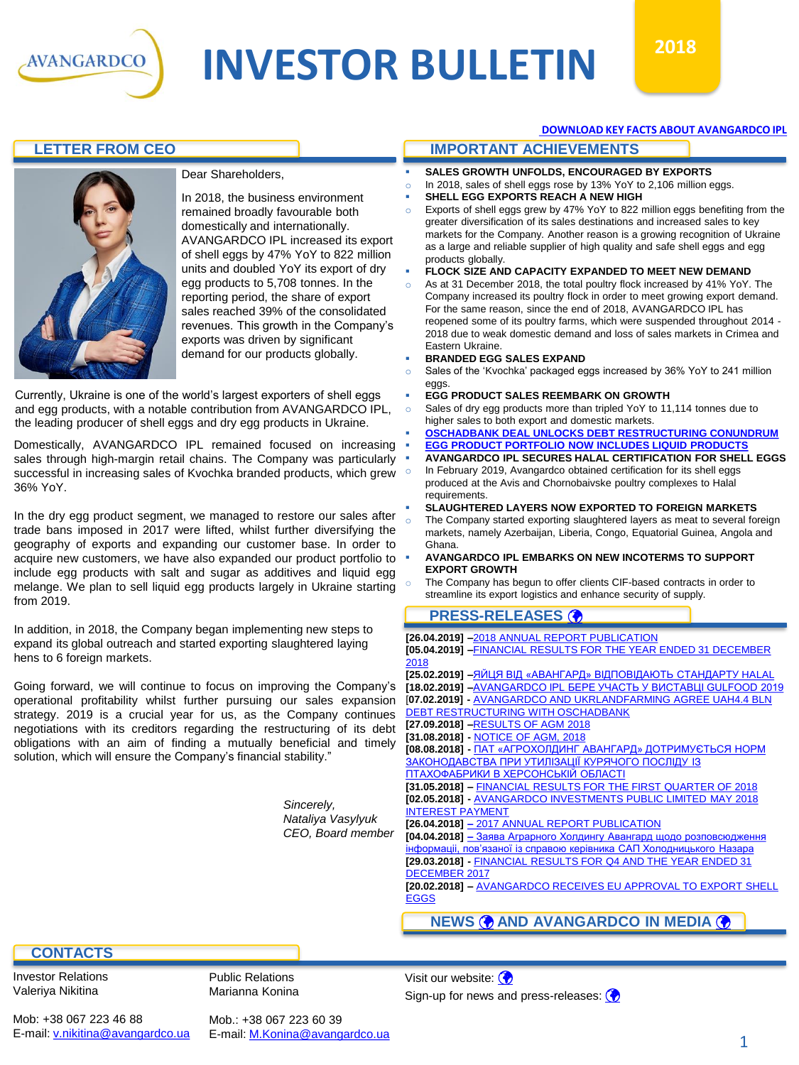# INVESTOR BULLETIN

2018

DOWNLOAD KEY FACTS ABOUT AVANGARDCO IPL

## LETTER FROM CEO

Dear Shareholders,

In 2018, the business environment remained broadly favourable both domestically and internationally. AVANGARDCO IPL increased its export of shell eggs by 47% YoY to 822 million units and doubled YoY its export of dry egg products to 5,708 tonnes. In the reporting period, the share of export sales reached 39% of the consolidated revenues. This growth in the Company's exports was driven by significant demand for our products globally.

Currently, Ukraine is one of the world's largest exporters of shell eggs and egg products, with a notable contribution from AVANGARDCO IPL, the leading producer of shell eggs and dry egg products in Ukraine.

Domestically, AVANGARDCO IPL remained focused on increasing sales through high-margin retail chains. The Company was particularly successful in increasing sales of Kvochka branded products, which grew 36% YoY.

In the dry egg product segment, we managed to restore our sales after trade bans imposed in 2017 were lifted, whilst further diversifying the geography of exports and expanding our customer base. In order to acquire new customers, we have also expanded our product portfolio to include egg products with salt and sugar as additives and liquid egg melange. We plan to sell liquid egg products largely in Ukraine starting from 2019.

In addition, in 2018, the Company began implementing new steps to expand its global outreach and started exporting slaughtered laying hens to 6 foreign markets.

Going forward, we will continue to focus on improving the Company's operational profitability whilst further pursuing our sales expansion strategy. 2019 is a crucial year for us, as the Company continues negotiations with its creditors regarding the restructuring of its debt obligations with an aim of finding a mutually beneficial and timely solution, which will ensure the Company's financial stability."

*Sincerely,*
*Nataliya Vasylyuk*
*CEO, Board member*

## IMPORTANT ACHIEVEMENTS

- **SALES GROWTH UNFOLDS, ENCOURAGED BY EXPORTS**
  - In 2018, sales of shell eggs rose by 13% YoY to 2,106 million eggs.
- **SHELL EGG EXPORTS REACH A NEW HIGH**
  - Exports of shell eggs grew by 47% YoY to 822 million eggs benefiting from the greater diversification of its sales destinations and increased sales to key markets for the Company. Another reason is a growing recognition of Ukraine as a large and reliable supplier of high quality and safe shell eggs and egg products globally.
- **FLOCK SIZE AND CAPACITY EXPANDED TO MEET NEW DEMAND**
  - As at 31 December 2018, the total poultry flock increased by 41% YoY. The Company increased its poultry flock in order to meet growing export demand. For the same reason, since the end of 2018, AVANGARDCO IPL has reopened some of its poultry farms, which were suspended throughout 2014 - 2018 due to weak domestic demand and loss of sales markets in Crimea and Eastern Ukraine.
- **BRANDED EGG SALES EXPAND**
  - Sales of the 'Kvochka' packaged eggs increased by 36% YoY to 241 million eggs.
- **EGG PRODUCT SALES REEMBARK ON GROWTH**
  - Sales of dry egg products more than tripled YoY to 11,114 tonnes due to higher sales to both export and domestic markets.
- **OSCHADBANK DEAL UNLOCKS DEBT RESTRUCTURING CONUNDRUM**
- **EGG PRODUCT PORTFOLIO NOW INCLUDES LIQUID PRODUCTS**
- **AVANGARDCO IPL SECURES HALAL CERTIFICATION FOR SHELL EGGS**
  - In February 2019, Avangardco obtained certification for its shell eggs produced at the Avis and Chornobaivske poultry complexes to Halal requirements.
- **SLAUGHTERED LAYERS NOW EXPORTED TO FOREIGN MARKETS**
  - The Company started exporting slaughtered layers as meat to several foreign markets, namely Azerbaijan, Liberia, Congo, Equatorial Guinea, Angola and Ghana.
- **AVANGARDCO IPL EMBARKS ON NEW INCOTERMS TO SUPPORT EXPORT GROWTH**
  - The Company has begun to offer clients CIF-based contracts in order to streamline its export logistics and enhance security of supply.

## PRESS-RELEASES

**[26.04.2019]** – 2018 ANNUAL REPORT PUBLICATION
**[05.04.2019]** – FINANCIAL RESULTS FOR THE YEAR ENDED 31 DECEMBER 2018
**[25.02.2019]** – ЯЙЦЯ ВІД «АВАНГАРД» ВІДПОВІДАЮТЬ СТАНДАРТУ HALAL
**[18.02.2019]** – AVANGARDCO IPL БЕРЕ УЧАСТЬ У ВИСТАВЦІ GULFOOD 2019
**[07.02.2019]** - AVANGARDCO AND UKRLANDFARMING AGREE UAH4.4 BLN DEBT RESTRUCTURING WITH OSCHADBANK
**[27.09.2018]** – RESULTS OF AGM 2018
**[31.08.2018]** - NOTICE OF AGM, 2018
**[08.08.2018]** - ПАТ «АГРОХОЛДИНГ АВАНГАРД» ДОТРИМУЄТЬСЯ НОРМ ЗАКОНОДАВСТВА ПРИ УТИЛІЗАЦІЇ КУРЯЧОГО ПОСЛІДУ ІЗ ПТАХОФАБРИКИ В ХЕРСОНСЬКІЙ ОБЛАСТІ
**[31.05.2018]** – FINANCIAL RESULTS FOR THE FIRST QUARTER OF 2018
**[02.05.2018]** - AVANGARDCO INVESTMENTS PUBLIC LIMITED MAY 2018 INTEREST PAYMENT
**[26.04.2018]** – 2017 ANNUAL REPORT PUBLICATION
**[04.04.2018]** – Заява Аграрного Холдингу Авангард щодо розповсюдження інформації, пов'язаної із справою керівника САП Холодницького Назара
**[29.03.2018]** - FINANCIAL RESULTS FOR Q4 AND THE YEAR ENDED 31 DECEMBER 2017
**[20.02.2018]** – AVANGARDCO RECEIVES EU APPROVAL TO EXPORT SHELL EGGS

## NEWS AND AVANGARDCO IN MEDIA

## CONTACTS

Investor Relations
Valeriya Nikitina

Mob: +38 067 223 46 88
E-mail: v.nikitina@avangardco.ua

Public Relations
Marianna Konina

Mob.: +38 067 223 60 39
E-mail: M.Konina@avangardco.ua

Visit our website:

Sign-up for news and press-releases: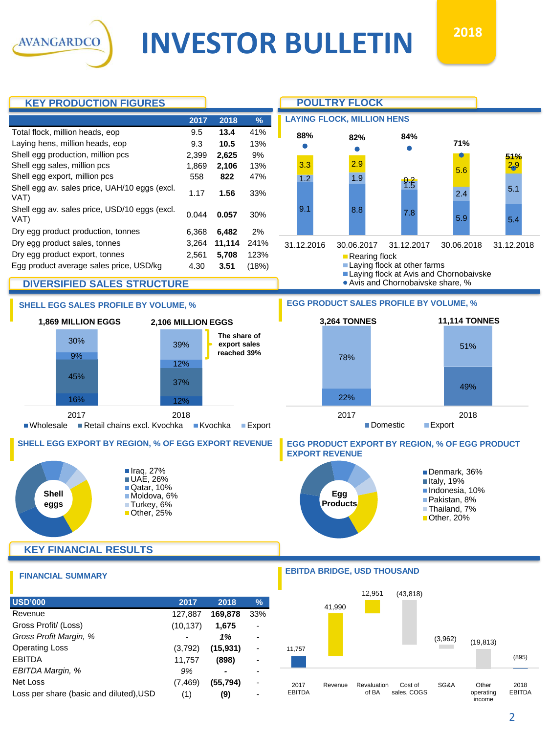# INVESTOR BULLETIN

2018

## KEY PRODUCTION FIGURES

| | 2017 | 2018 | % |
|---|---|---|---|
| Total flock, million heads, eop | 9.5 | **13.4** | 41% |
| Laying hens, million heads, eop | 9.3 | **10.5** | 13% |
| Shell egg production, million pcs | 2,399 | **2,625** | 9% |
| Shell egg sales, million pcs | 1,869 | **2,106** | 13% |
| Shell egg export, million pcs | 558 | **822** | 47% |
| Shell egg av. sales price, UAH/10 eggs (excl. VAT) | 1.17 | **1.56** | 33% |
| Shell egg av. sales price, USD/10 eggs (excl. VAT) | 0.044 | **0.057** | 30% |
| Dry egg product production, tonnes | 6,368 | **6,482** | 2% |
| Dry egg product sales, tonnes | 3,264 | **11,114** | 241% |
| Dry egg product export, tonnes | 2,561 | **5,708** | 123% |
| Egg product average sales price, USD/kg | 4.30 | **3.51** | (18%) |

## POULTRY FLOCK

### LAYING FLOCK, MILLION HENS

| | 31.12.2016 | 30.06.2017 | 31.12.2017 | 30.06.2018 | 31.12.2018 |
|---|---|---|---|---|---|
| Rearing flock | 3.3 | 2.9 | 0.2 | 5.6 | 2.9 |
| Laying flock at other farms | 1.2 | 1.9 | 1.5 | 2.4 | 5.1 |
| Laying flock at Avis and Chornobaivske | 9.1 | 8.8 | 7.8 | 5.9 | 5.4 |
| Avis and Chornobaivske share, % | 88% | 82% | 84% | 71% | 51% |

## DIVERSIFIED SALES STRUCTURE

### SHELL EGG SALES PROFILE BY VOLUME, %

| | 2017 (1,869 MILLION EGGS) | 2018 (2,106 MILLION EGGS) |
|---|---|---|
| Wholesale | 16% | 12% |
| Retail chains excl. Kvochka | 45% | 37% |
| Kvochka | 9% | 12% |
| Export | 30% | 39% |

The share of export sales reached 39%

### EGG PRODUCT SALES PROFILE BY VOLUME, %

| | 2017 (3,264 TONNES) | 2018 (11,114 TONNES) |
|---|---|---|
| Domestic | 22% | 49% |
| Export | 78% | 51% |

### SHELL EGG EXPORT BY REGION, % OF EGG EXPORT REVENUE

Shell eggs

- Iraq, 27%
- UAE, 26%
- Qatar, 10%
- Moldova, 6%
- Turkey, 6%
- Other, 25%

### EGG PRODUCT EXPORT BY REGION, % OF EGG PRODUCT EXPORT REVENUE

Egg Products

- Denmark, 36%
- Italy, 19%
- Indonesia, 10%
- Pakistan, 8%
- Thailand, 7%
- Other, 20%

## KEY FINANCIAL RESULTS

### FINANCIAL SUMMARY

| USD'000 | 2017 | 2018 | % |
|---|---|---|---|
| Revenue | 127,887 | **169,878** | 33% |
| Gross Profit/ (Loss) | (10,137) | **1,675** | - |
| *Gross Profit Margin, %* | - | ***1%*** | - |
| Operating Loss | (3,792) | **(15,931)** | - |
| EBITDA | 11,757 | **(898)** | - |
| *EBITDA Margin, %* | *9%* | ***-*** | - |
| Net Loss | (7,469) | **(55,794)** | - |
| Loss per share (basic and diluted),USD | (1) | **(9)** | - |

### EBITDA BRIDGE, USD THOUSAND

| Item | USD thousand |
|---|---|
| 2017 EBITDA | 11,757 |
| Revenue | 41,990 |
| Revaluation of BA | 12,951 |
| Cost of sales, COGS | (43,818) |
| SG&A | (3,962) |
| Other operating income | (19,813) |
| 2018 EBITDA | (895) |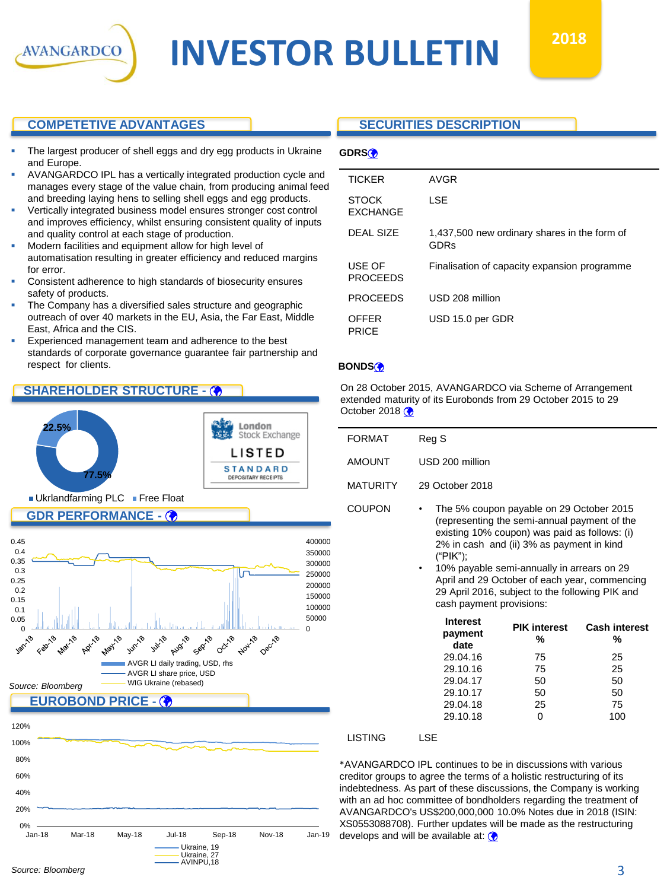# INVESTOR BULLETIN

2018

## COMPETETIVE ADVANTAGES

- The largest producer of shell eggs and dry egg products in Ukraine and Europe.
- AVANGARDCO IPL has a vertically integrated production cycle and manages every stage of the value chain, from producing animal feed and breeding laying hens to selling shell eggs and egg products.
- Vertically integrated business model ensures stronger cost control and improves efficiency, whilst ensuring consistent quality of inputs and quality control at each stage of production.
- Modern facilities and equipment allow for high level of automatisation resulting in greater efficiency and reduced margins for error.
- Consistent adherence to high standards of biosecurity ensures safety of products.
- The Company has a diversified sales structure and geographic outreach of over 40 markets in the EU, Asia, the Far East, Middle East, Africa and the CIS.
- Experienced management team and adherence to the best standards of corporate governance guarantee fair partnership and respect for clients.

## SHAREHOLDER STRUCTURE -

22.5%

77.5%

Ukrlandfarming PLC   Free Float

London Stock Exchange LISTED STANDARD DEPOSITARY RECEIPTS

## GDR PERFORMANCE -

AVGR LI daily trading, USD, rhs
AVGR LI share price, USD
WIG Ukraine (rebased)

Source: Bloomberg

## EUROBOND PRICE -

Ukraine, 19
Ukraine, 27
AVINPU,18

Source: Bloomberg

## SECURITIES DESCRIPTION

**GDRS**

| | |
|---|---|
| TICKER | AVGR |
| STOCK EXCHANGE | LSE |
| DEAL SIZE | 1,437,500 new ordinary shares in the form of GDRs |
| USE OF PROCEEDS | Finalisation of capacity expansion programme |
| PROCEEDS | USD 208 million |
| OFFER PRICE | USD 15.0 per GDR |

**BONDS**

On 28 October 2015, AVANGARDCO via Scheme of Arrangement extended maturity of its Eurobonds from 29 October 2015 to 29 October 2018

| | |
|---|---|
| FORMAT | Reg S |
| AMOUNT | USD 200 million |
| MATURITY | 29 October 2018 |
| COUPON | • The 5% coupon payable on 29 October 2015 (representing the semi-annual payment of the existing 10% coupon) was paid as follows: (i) 2% in cash and (ii) 3% as payment in kind ("PIK"); • 10% payable semi-annually in arrears on 29 April and 29 October of each year, commencing 29 April 2016, subject to the following PIK and cash payment provisions: |

| Interest payment date | PIK interest % | Cash interest % |
|---|---|---|
| 29.04.16 | 75 | 25 |
| 29.10.16 | 75 | 25 |
| 29.04.17 | 50 | 50 |
| 29.10.17 | 50 | 50 |
| 29.04.18 | 25 | 75 |
| 29.10.18 | 0 | 100 |

| | |
|---|---|
| LISTING | LSE |

*AVANGARDCO IPL continues to be in discussions with various creditor groups to agree the terms of a holistic restructuring of its indebtedness. As part of these discussions, the Company is working with an ad hoc committee of bondholders regarding the treatment of AVANGARDCO's US$200,000,000 10.0% Notes due in 2018 (ISIN: XS0553088708). Further updates will be made as the restructuring develops and will be available at: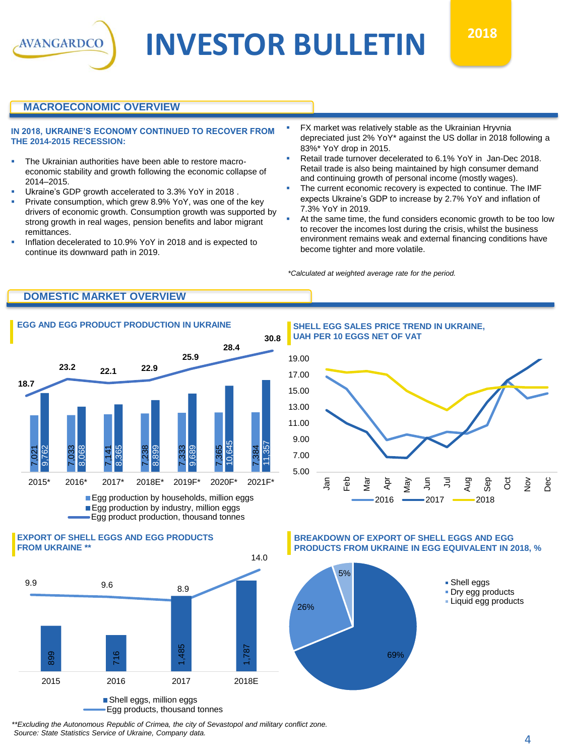# INVESTOR BULLETIN

**2018**

## MACROECONOMIC OVERVIEW

**IN 2018, UKRAINE'S ECONOMY CONTINUED TO RECOVER FROM THE 2014-2015 RECESSION:**

- The Ukrainian authorities have been able to restore macro-economic stability and growth following the economic collapse of 2014–2015.
- Ukraine's GDP growth accelerated to 3.3% YoY in 2018 .
- Private consumption, which grew 8.9% YoY, was one of the key drivers of economic growth. Consumption growth was supported by strong growth in real wages, pension benefits and labor migrant remittances.
- Inflation decelerated to 10.9% YoY in 2018 and is expected to continue its downward path in 2019.
- FX market was relatively stable as the Ukrainian Hryvnia depreciated just 2% YoY* against the US dollar in 2018 following a 83%* YoY drop in 2015.
- Retail trade turnover decelerated to 6.1% YoY in Jan-Dec 2018. Retail trade is also being maintained by high consumer demand and continuing growth of personal income (mostly wages).
- The current economic recovery is expected to continue. The IMF expects Ukraine's GDP to increase by 2.7% YoY and inflation of 7.3% YoY in 2019.
- At the same time, the fund considers economic growth to be too low to recover the incomes lost during the crisis, whilst the business environment remains weak and external financing conditions have become tighter and more volatile.

*\*Calculated at weighted average rate for the period.*

## DOMESTIC MARKET OVERVIEW

### EGG AND EGG PRODUCT PRODUCTION IN UKRAINE

| | 2015* | 2016* | 2017* | 2018E* | 2019F* | 2020F* | 2021F* |
|---|---|---|---|---|---|---|---|
| Egg production by households, million eggs | 7,021 | 7,033 | 7,141 | 7,238 | 7,333 | 7,365 | 7,384 |
| Egg production by industry, million eggs | 9,762 | 8,068 | 8,365 | 8,899 | 9,689 | 10,645 | 11,357 |
| Egg product production, thousand tonnes | 18.7 | 23.2 | 22.1 | 22.9 | 25.9 | 28.4 | 30.8 |

### SHELL EGG SALES PRICE TREND IN UKRAINE, UAH PER 10 EGGS NET OF VAT

(Chart: monthly prices Jan–Dec for 2016, 2017, 2018; y-axis 5.00–19.00)

### EXPORT OF SHELL EGGS AND EGG PRODUCTS FROM UKRAINE **

| | 2015 | 2016 | 2017 | 2018E |
|---|---|---|---|---|
| Shell eggs, million eggs | 899 | 716 | 1,485 | 1,787 |
| Egg products, thousand tonnes | 9.9 | 9.6 | 8.9 | 14.0 |

### BREAKDOWN OF EXPORT OF SHELL EGGS AND EGG PRODUCTS FROM UKRAINE IN EGG EQUIVALENT IN 2018, %

| Category | % |
|---|---|
| Shell eggs | 69% |
| Dry egg products | 26% |
| Liquid egg products | 5% |

*\*\*Excluding the Autonomous Republic of Crimea, the city of Sevastopol and military conflict zone.*
*Source: State Statistics Service of Ukraine, Company data.*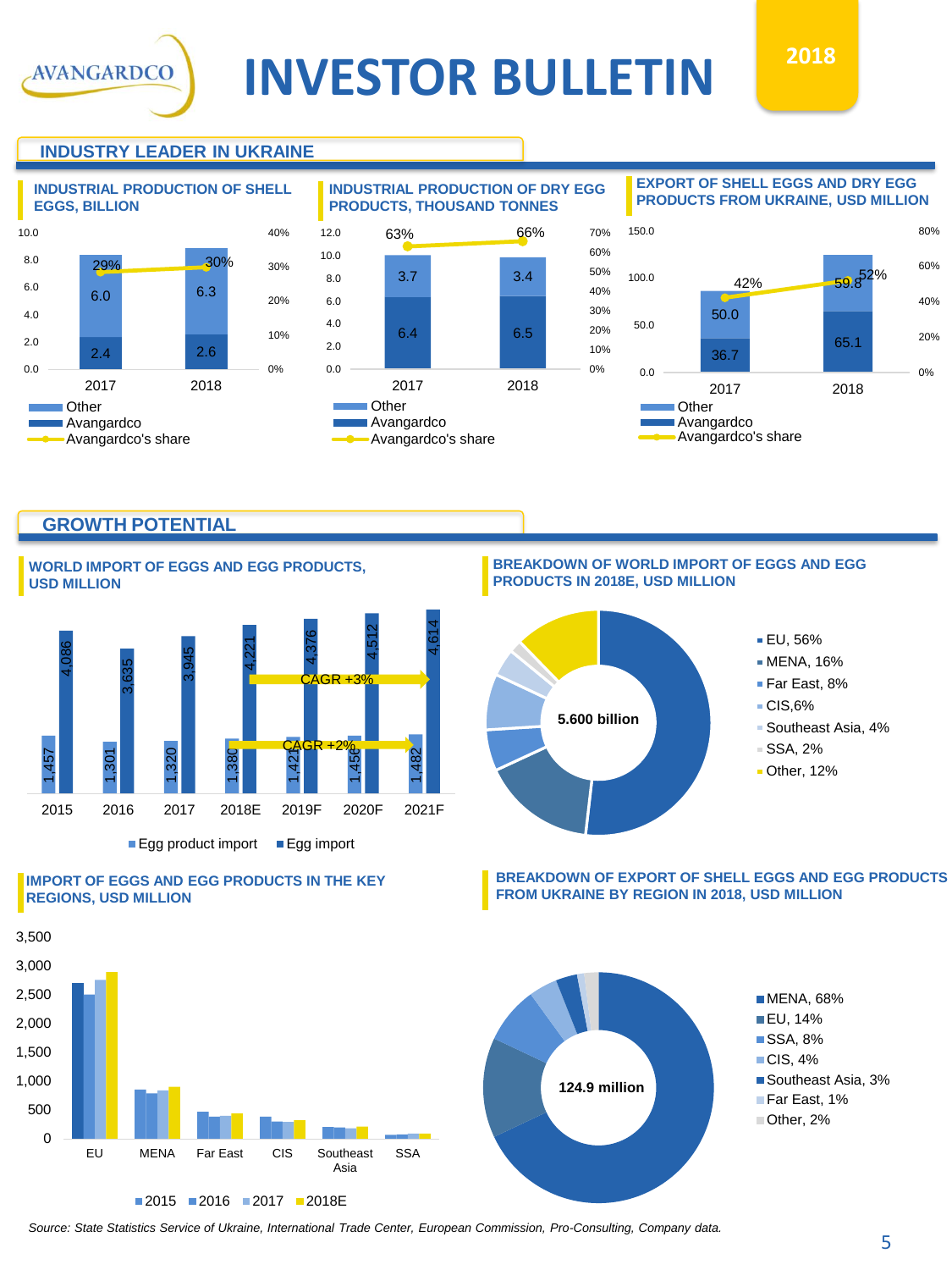AVANGARDCO

# INVESTOR BULLETIN

2018

## INDUSTRY LEADER IN UKRAINE

### INDUSTRIAL PRODUCTION OF SHELL EGGS, BILLION

10.0
8.0
6.0
4.0
2.0
0.0

40%
30%
20%
10%
0%

2017: 2.4, 6.0, 29%
2018: 2.6, 6.3, 30%

Other
Avangardco
Avangardco's share

### INDUSTRIAL PRODUCTION OF DRY EGG PRODUCTS, THOUSAND TONNES

12.0
10.0
8.0
6.0
4.0
2.0
0.0

70%
60%
50%
40%
30%
20%
10%
0%

2017: 6.4, 3.7, 63%
2018: 6.5, 3.4, 66%

Other
Avangardco
Avangardco's share

### EXPORT OF SHELL EGGS AND DRY EGG PRODUCTS FROM UKRAINE, USD MILLION

150.0
100.0
50.0
0.0

80%
60%
40%
20%
0%

2017: 36.7, 50.0, 42%
2018: 65.1, 59.8, 52%

Other
Avangardco
Avangardco's share

## GROWTH POTENTIAL

### WORLD IMPORT OF EGGS AND EGG PRODUCTS, USD MILLION

2015: 1,457, 4,086
2016: 1,301, 3,635
2017: 1,320, 3,945
2018E: 1,380, 4,221
2019F: 1,421, 4,376
2020F: 1,456, 4,512
2021F: 1,482, 4,614

CAGR +3%
CAGR +2%

Egg product import
Egg import

### BREAKDOWN OF WORLD IMPORT OF EGGS AND EGG PRODUCTS IN 2018E, USD MILLION

5.600 billion

- EU, 56%
- MENA, 16%
- Far East, 8%
- CIS,6%
- Southeast Asia, 4%
- SSA, 2%
- Other, 12%

### IMPORT OF EGGS AND EGG PRODUCTS IN THE KEY REGIONS, USD MILLION

3,500
3,000
2,500
2,000
1,500
1,000
500
0

EU
MENA
Far East
CIS
Southeast Asia
SSA

2015
2016
2017
2018E

### BREAKDOWN OF EXPORT OF SHELL EGGS AND EGG PRODUCTS FROM UKRAINE BY REGION IN 2018, USD MILLION

124.9 million

- MENA, 68%
- EU, 14%
- SSA, 8%
- CIS, 4%
- Southeast Asia, 3%
- Far East, 1%
- Other, 2%

*Source: State Statistics Service of Ukraine, International Trade Center, European Commission, Pro-Consulting, Company data.*